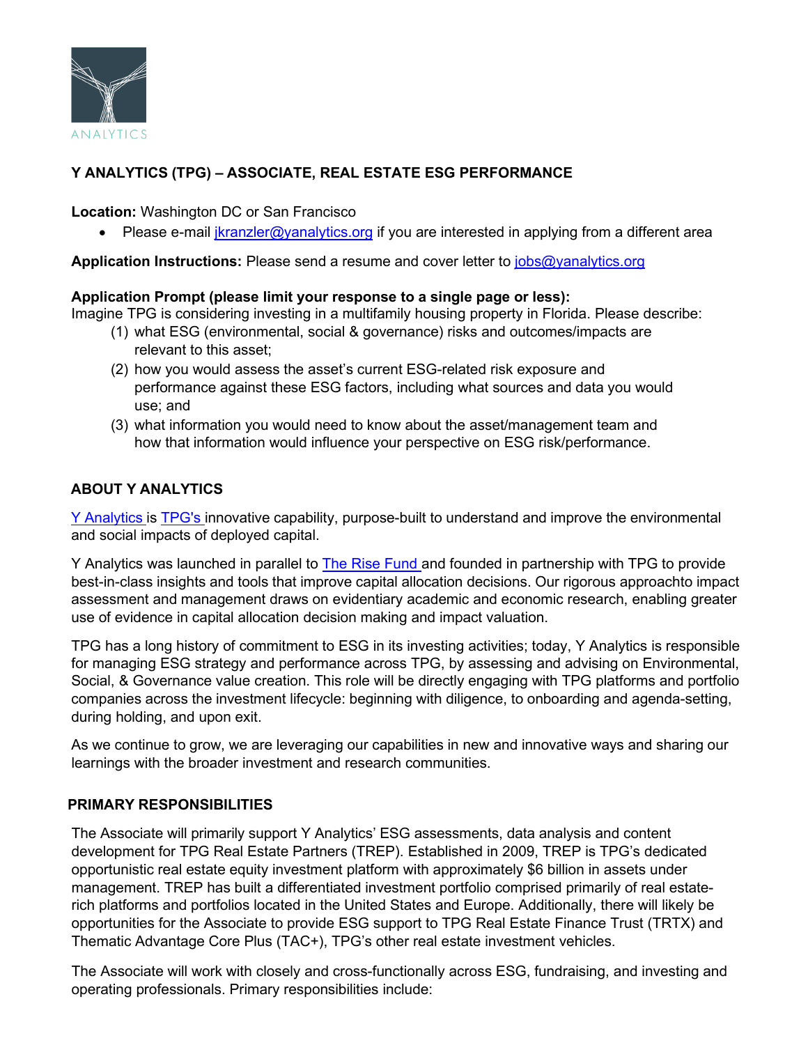ANALYTICS

## Y ANALYTICS (TPG) – ASSOCIATE, REAL ESTATE ESG PERFORMANCE

**Location:** Washington DC or San Francisco

- Please e-mail jkranzler@yanalytics.org if you are interested in applying from a different area

**Application Instructions:** Please send a resume and cover letter to jobs@yanalytics.org

**Application Prompt (please limit your response to a single page or less):**
Imagine TPG is considering investing in a multifamily housing property in Florida. Please describe:

1. what ESG (environmental, social & governance) risks and outcomes/impacts are relevant to this asset;
2. how you would assess the asset's current ESG-related risk exposure and performance against these ESG factors, including what sources and data you would use; and
3. what information you would need to know about the asset/management team and how that information would influence your perspective on ESG risk/performance.

### ABOUT Y ANALYTICS

Y Analytics is TPG's innovative capability, purpose-built to understand and improve the environmental and social impacts of deployed capital.

Y Analytics was launched in parallel to The Rise Fund and founded in partnership with TPG to provide best-in-class insights and tools that improve capital allocation decisions. Our rigorous approachto impact assessment and management draws on evidentiary academic and economic research, enabling greater use of evidence in capital allocation decision making and impact valuation.

TPG has a long history of commitment to ESG in its investing activities; today, Y Analytics is responsible for managing ESG strategy and performance across TPG, by assessing and advising on Environmental, Social, & Governance value creation. This role will be directly engaging with TPG platforms and portfolio companies across the investment lifecycle: beginning with diligence, to onboarding and agenda-setting, during holding, and upon exit.

As we continue to grow, we are leveraging our capabilities in new and innovative ways and sharing our learnings with the broader investment and research communities.

### PRIMARY RESPONSIBILITIES

The Associate will primarily support Y Analytics' ESG assessments, data analysis and content development for TPG Real Estate Partners (TREP). Established in 2009, TREP is TPG's dedicated opportunistic real estate equity investment platform with approximately $6 billion in assets under management. TREP has built a differentiated investment portfolio comprised primarily of real estate-rich platforms and portfolios located in the United States and Europe. Additionally, there will likely be opportunities for the Associate to provide ESG support to TPG Real Estate Finance Trust (TRTX) and Thematic Advantage Core Plus (TAC+), TPG's other real estate investment vehicles.

The Associate will work with closely and cross-functionally across ESG, fundraising, and investing and operating professionals. Primary responsibilities include: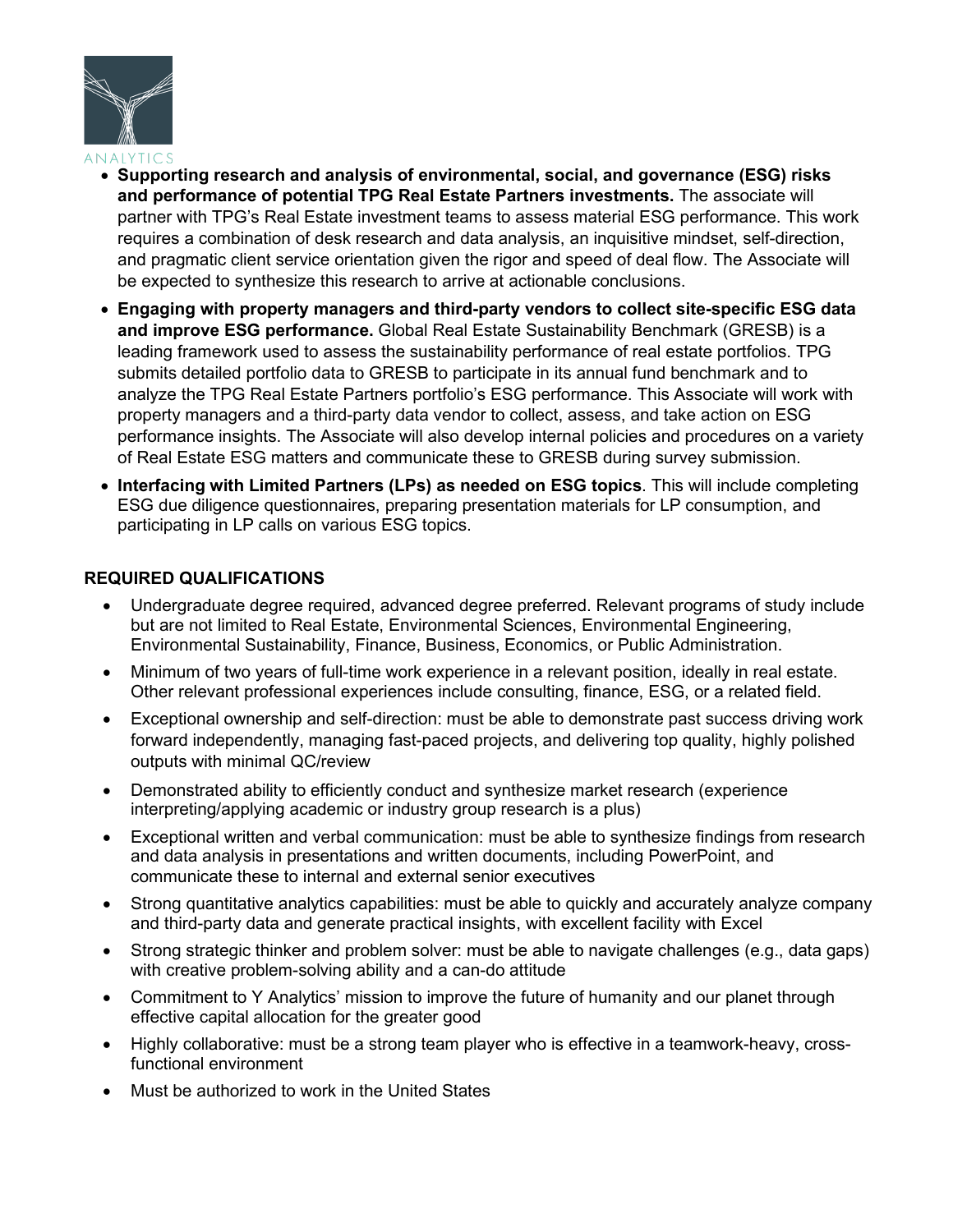- **Supporting research and analysis of environmental, social, and governance (ESG) risks and performance of potential TPG Real Estate Partners investments.** The associate will partner with TPG's Real Estate investment teams to assess material ESG performance. This work requires a combination of desk research and data analysis, an inquisitive mindset, self-direction, and pragmatic client service orientation given the rigor and speed of deal flow. The Associate will be expected to synthesize this research to arrive at actionable conclusions.
- **Engaging with property managers and third-party vendors to collect site-specific ESG data and improve ESG performance.** Global Real Estate Sustainability Benchmark (GRESB) is a leading framework used to assess the sustainability performance of real estate portfolios. TPG submits detailed portfolio data to GRESB to participate in its annual fund benchmark and to analyze the TPG Real Estate Partners portfolio's ESG performance. This Associate will work with property managers and a third-party data vendor to collect, assess, and take action on ESG performance insights. The Associate will also develop internal policies and procedures on a variety of Real Estate ESG matters and communicate these to GRESB during survey submission.
- **Interfacing with Limited Partners (LPs) as needed on ESG topics**. This will include completing ESG due diligence questionnaires, preparing presentation materials for LP consumption, and participating in LP calls on various ESG topics.

## REQUIRED QUALIFICATIONS

- Undergraduate degree required, advanced degree preferred. Relevant programs of study include but are not limited to Real Estate, Environmental Sciences, Environmental Engineering, Environmental Sustainability, Finance, Business, Economics, or Public Administration.
- Minimum of two years of full-time work experience in a relevant position, ideally in real estate. Other relevant professional experiences include consulting, finance, ESG, or a related field.
- Exceptional ownership and self-direction: must be able to demonstrate past success driving work forward independently, managing fast-paced projects, and delivering top quality, highly polished outputs with minimal QC/review
- Demonstrated ability to efficiently conduct and synthesize market research (experience interpreting/applying academic or industry group research is a plus)
- Exceptional written and verbal communication: must be able to synthesize findings from research and data analysis in presentations and written documents, including PowerPoint, and communicate these to internal and external senior executives
- Strong quantitative analytics capabilities: must be able to quickly and accurately analyze company and third-party data and generate practical insights, with excellent facility with Excel
- Strong strategic thinker and problem solver: must be able to navigate challenges (e.g., data gaps) with creative problem-solving ability and a can-do attitude
- Commitment to Y Analytics' mission to improve the future of humanity and our planet through effective capital allocation for the greater good
- Highly collaborative: must be a strong team player who is effective in a teamwork-heavy, cross-functional environment
- Must be authorized to work in the United States